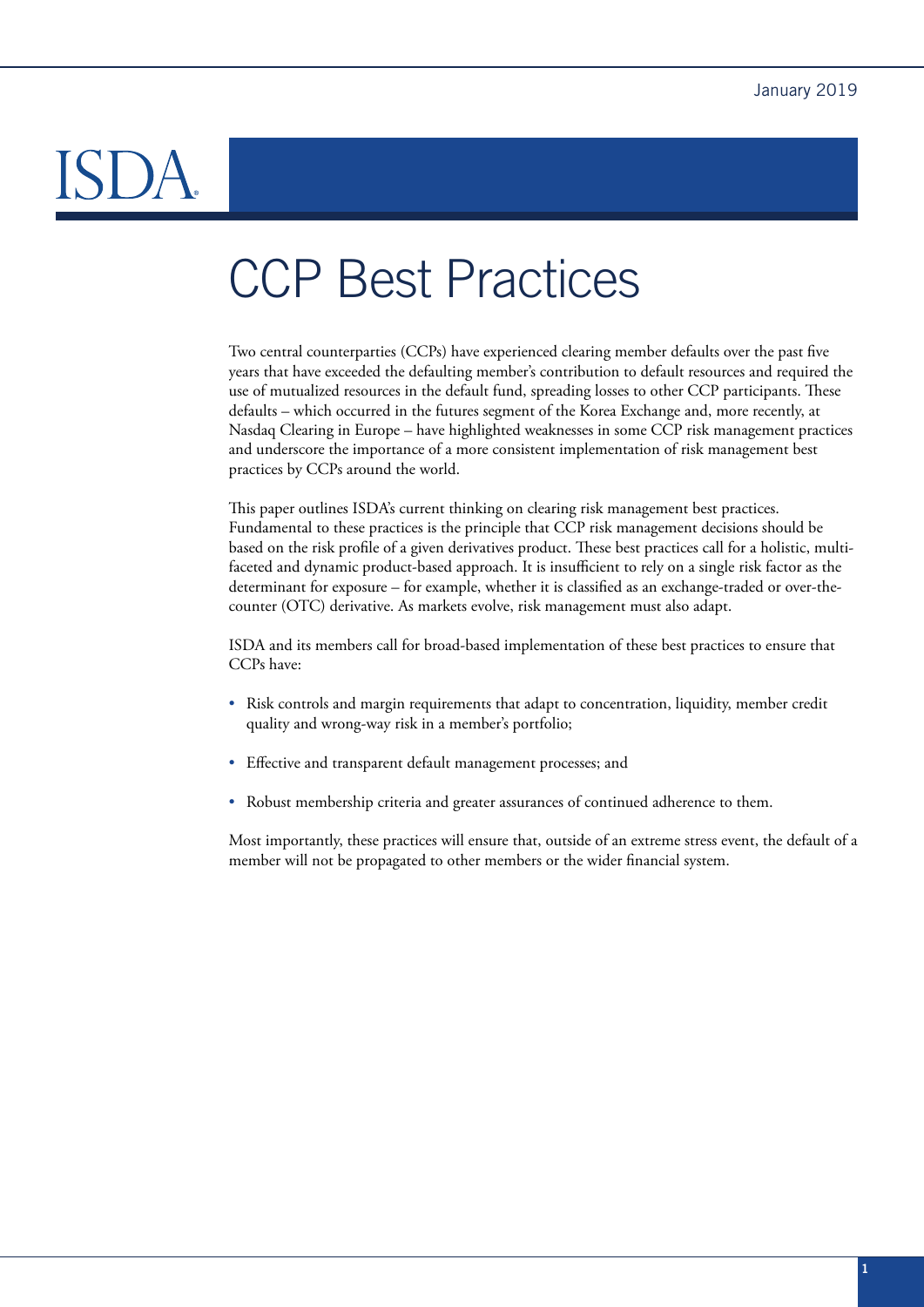January 2019

ISDA

# CCP Best Practices

Two central counterparties (CCPs) have experienced clearing member defaults over the past five years that have exceeded the defaulting member's contribution to default resources and required the use of mutualized resources in the default fund, spreading losses to other CCP participants. These defaults – which occurred in the futures segment of the Korea Exchange and, more recently, at Nasdaq Clearing in Europe – have highlighted weaknesses in some CCP risk management practices and underscore the importance of a more consistent implementation of risk management best practices by CCPs around the world.

This paper outlines ISDA's current thinking on clearing risk management best practices. Fundamental to these practices is the principle that CCP risk management decisions should be based on the risk profile of a given derivatives product. These best practices call for a holistic, multi-faceted and dynamic product-based approach. It is insufficient to rely on a single risk factor as the determinant for exposure – for example, whether it is classified as an exchange-traded or over-the-counter (OTC) derivative. As markets evolve, risk management must also adapt.

ISDA and its members call for broad-based implementation of these best practices to ensure that CCPs have:

- Risk controls and margin requirements that adapt to concentration, liquidity, member credit quality and wrong-way risk in a member's portfolio;
- Effective and transparent default management processes; and
- Robust membership criteria and greater assurances of continued adherence to them.

Most importantly, these practices will ensure that, outside of an extreme stress event, the default of a member will not be propagated to other members or the wider financial system.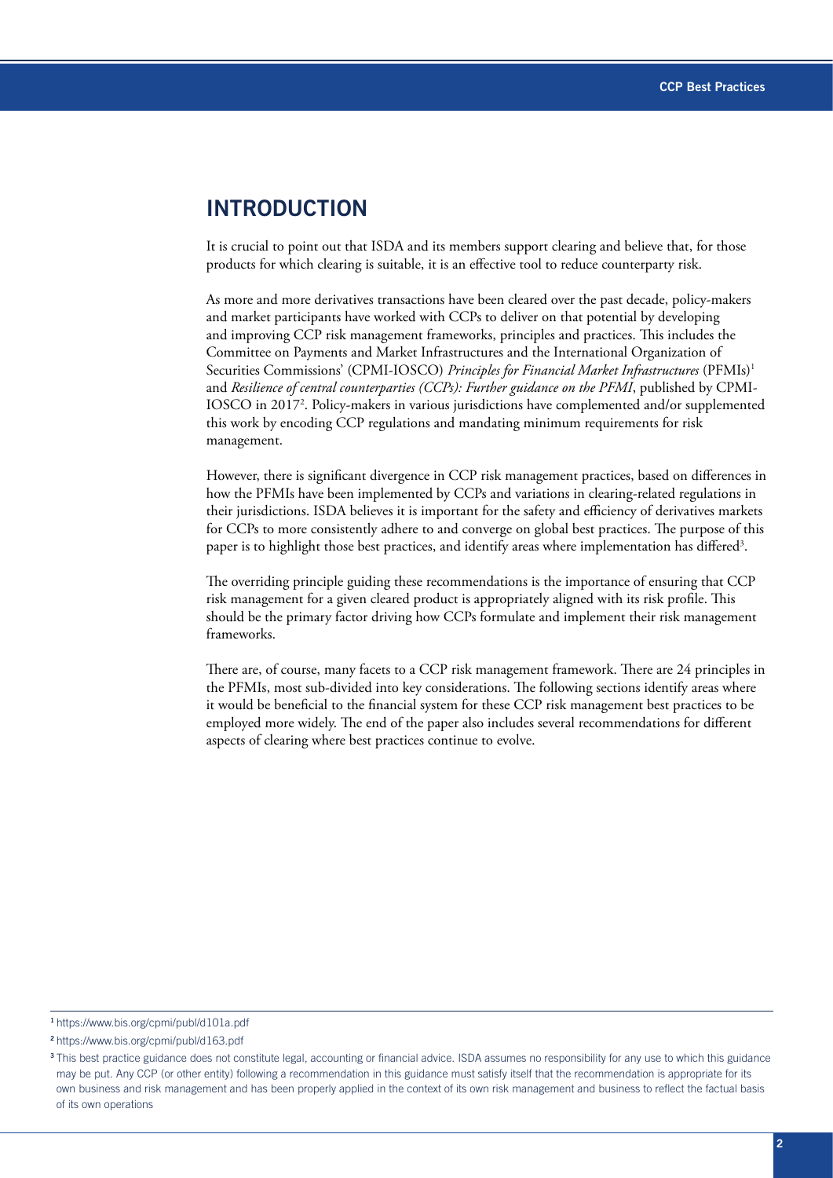# INTRODUCTION

It is crucial to point out that ISDA and its members support clearing and believe that, for those products for which clearing is suitable, it is an effective tool to reduce counterparty risk.

As more and more derivatives transactions have been cleared over the past decade, policy-makers and market participants have worked with CCPs to deliver on that potential by developing and improving CCP risk management frameworks, principles and practices. This includes the Committee on Payments and Market Infrastructures and the International Organization of Securities Commissions' (CPMI-IOSCO) *Principles for Financial Market Infrastructures* (PFMIs)[1] and *Resilience of central counterparties (CCPs): Further guidance on the PFMI*, published by CPMI-IOSCO in 2017[2]. Policy-makers in various jurisdictions have complemented and/or supplemented this work by encoding CCP regulations and mandating minimum requirements for risk management.

However, there is significant divergence in CCP risk management practices, based on differences in how the PFMIs have been implemented by CCPs and variations in clearing-related regulations in their jurisdictions. ISDA believes it is important for the safety and efficiency of derivatives markets for CCPs to more consistently adhere to and converge on global best practices. The purpose of this paper is to highlight those best practices, and identify areas where implementation has differed[3].

The overriding principle guiding these recommendations is the importance of ensuring that CCP risk management for a given cleared product is appropriately aligned with its risk profile. This should be the primary factor driving how CCPs formulate and implement their risk management frameworks.

There are, of course, many facets to a CCP risk management framework. There are 24 principles in the PFMIs, most sub-divided into key considerations. The following sections identify areas where it would be beneficial to the financial system for these CCP risk management best practices to be employed more widely. The end of the paper also includes several recommendations for different aspects of clearing where best practices continue to evolve.

---

[1] https://www.bis.org/cpmi/publ/d101a.pdf

[2] https://www.bis.org/cpmi/publ/d163.pdf

[3] This best practice guidance does not constitute legal, accounting or financial advice. ISDA assumes no responsibility for any use to which this guidance may be put. Any CCP (or other entity) following a recommendation in this guidance must satisfy itself that the recommendation is appropriate for its own business and risk management and has been properly applied in the context of its own risk management and business to reflect the factual basis of its own operations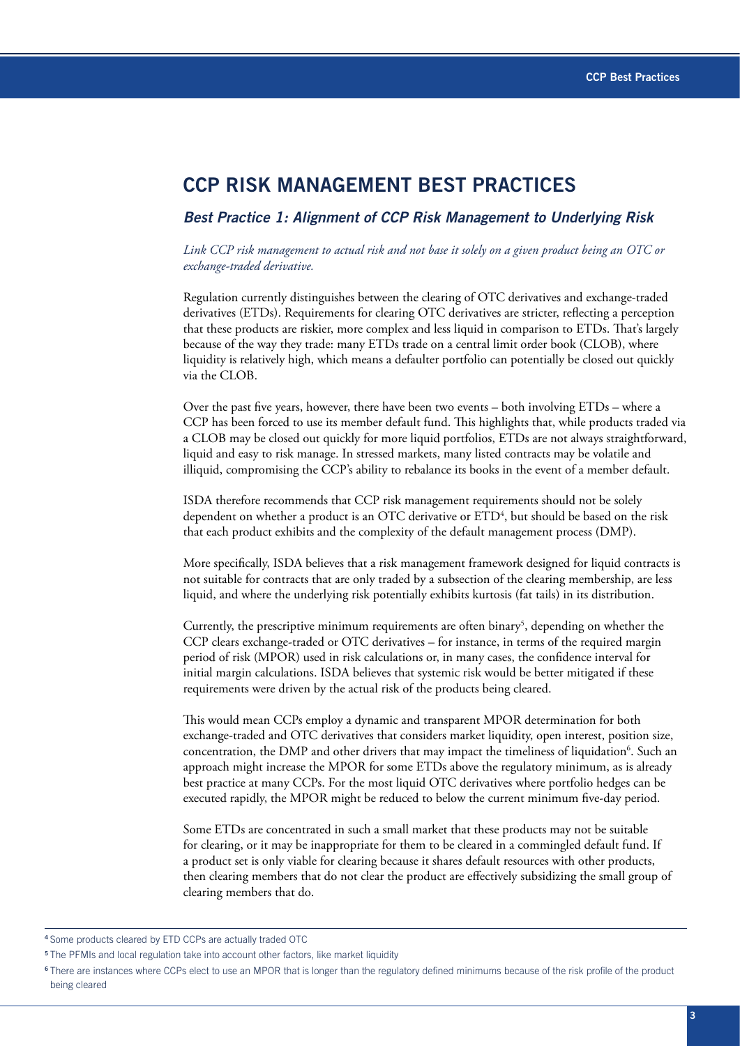# CCP RISK MANAGEMENT BEST PRACTICES

## *Best Practice 1: Alignment of CCP Risk Management to Underlying Risk*

*Link CCP risk management to actual risk and not base it solely on a given product being an OTC or exchange-traded derivative.*

Regulation currently distinguishes between the clearing of OTC derivatives and exchange-traded derivatives (ETDs). Requirements for clearing OTC derivatives are stricter, reflecting a perception that these products are riskier, more complex and less liquid in comparison to ETDs. That's largely because of the way they trade: many ETDs trade on a central limit order book (CLOB), where liquidity is relatively high, which means a defaulter portfolio can potentially be closed out quickly via the CLOB.

Over the past five years, however, there have been two events – both involving ETDs – where a CCP has been forced to use its member default fund. This highlights that, while products traded via a CLOB may be closed out quickly for more liquid portfolios, ETDs are not always straightforward, liquid and easy to risk manage. In stressed markets, many listed contracts may be volatile and illiquid, compromising the CCP's ability to rebalance its books in the event of a member default.

ISDA therefore recommends that CCP risk management requirements should not be solely dependent on whether a product is an OTC derivative or ETD[4], but should be based on the risk that each product exhibits and the complexity of the default management process (DMP).

More specifically, ISDA believes that a risk management framework designed for liquid contracts is not suitable for contracts that are only traded by a subsection of the clearing membership, are less liquid, and where the underlying risk potentially exhibits kurtosis (fat tails) in its distribution.

Currently, the prescriptive minimum requirements are often binary[5], depending on whether the CCP clears exchange-traded or OTC derivatives – for instance, in terms of the required margin period of risk (MPOR) used in risk calculations or, in many cases, the confidence interval for initial margin calculations. ISDA believes that systemic risk would be better mitigated if these requirements were driven by the actual risk of the products being cleared.

This would mean CCPs employ a dynamic and transparent MPOR determination for both exchange-traded and OTC derivatives that considers market liquidity, open interest, position size, concentration, the DMP and other drivers that may impact the timeliness of liquidation[6]. Such an approach might increase the MPOR for some ETDs above the regulatory minimum, as is already best practice at many CCPs. For the most liquid OTC derivatives where portfolio hedges can be executed rapidly, the MPOR might be reduced to below the current minimum five-day period.

Some ETDs are concentrated in such a small market that these products may not be suitable for clearing, or it may be inappropriate for them to be cleared in a commingled default fund. If a product set is only viable for clearing because it shares default resources with other products, then clearing members that do not clear the product are effectively subsidizing the small group of clearing members that do.

---

[4] Some products cleared by ETD CCPs are actually traded OTC

[5] The PFMIs and local regulation take into account other factors, like market liquidity

[6] There are instances where CCPs elect to use an MPOR that is longer than the regulatory defined minimums because of the risk profile of the product being cleared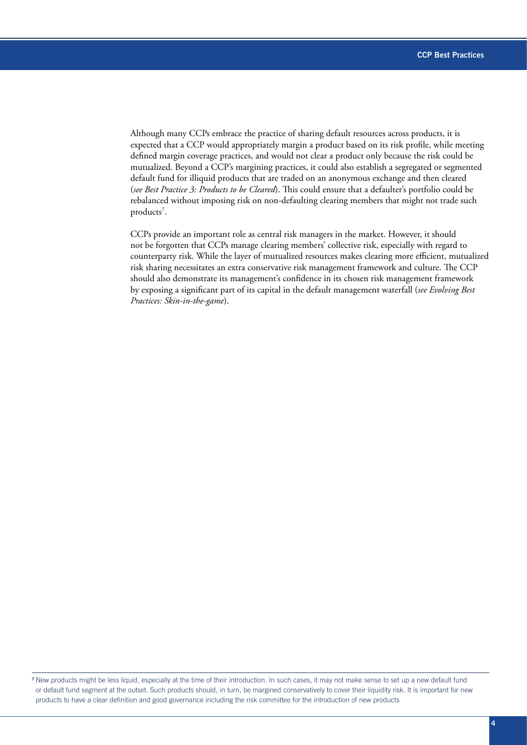Although many CCPs embrace the practice of sharing default resources across products, it is expected that a CCP would appropriately margin a product based on its risk profile, while meeting defined margin coverage practices, and would not clear a product only because the risk could be mutualized. Beyond a CCP's margining practices, it could also establish a segregated or segmented default fund for illiquid products that are traded on an anonymous exchange and then cleared (*see Best Practice 3: Products to be Cleared*). This could ensure that a defaulter's portfolio could be rebalanced without imposing risk on non-defaulting clearing members that might not trade such products[7].

CCPs provide an important role as central risk managers in the market. However, it should not be forgotten that CCPs manage clearing members' collective risk, especially with regard to counterparty risk. While the layer of mutualized resources makes clearing more efficient, mutualized risk sharing necessitates an extra conservative risk management framework and culture. The CCP should also demonstrate its management's confidence in its chosen risk management framework by exposing a significant part of its capital in the default management waterfall (*see Evolving Best Practices: Skin-in-the-game*).

[7] New products might be less liquid, especially at the time of their introduction. In such cases, it may not make sense to set up a new default fund or default fund segment at the outset. Such products should, in turn, be margined conservatively to cover their liquidity risk. It is important for new products to have a clear definition and good governance including the risk committee for the introduction of new products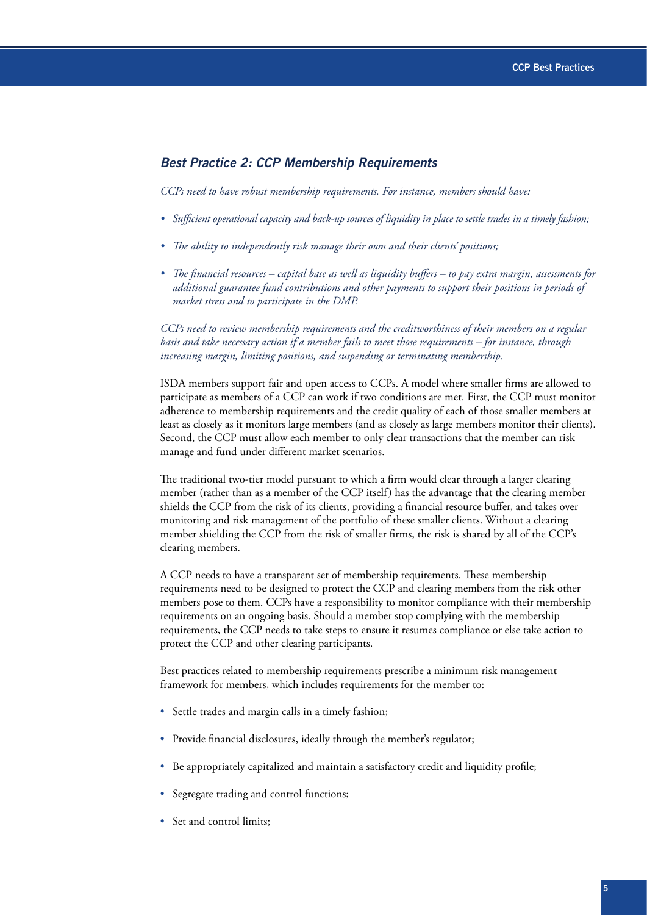### *Best Practice 2: CCP Membership Requirements*

*CCPs need to have robust membership requirements. For instance, members should have:*

- *Sufficient operational capacity and back-up sources of liquidity in place to settle trades in a timely fashion;*
- *The ability to independently risk manage their own and their clients' positions;*
- *The financial resources – capital base as well as liquidity buffers – to pay extra margin, assessments for additional guarantee fund contributions and other payments to support their positions in periods of market stress and to participate in the DMP.*

*CCPs need to review membership requirements and the creditworthiness of their members on a regular basis and take necessary action if a member fails to meet those requirements – for instance, through increasing margin, limiting positions, and suspending or terminating membership.*

ISDA members support fair and open access to CCPs. A model where smaller firms are allowed to participate as members of a CCP can work if two conditions are met. First, the CCP must monitor adherence to membership requirements and the credit quality of each of those smaller members at least as closely as it monitors large members (and as closely as large members monitor their clients). Second, the CCP must allow each member to only clear transactions that the member can risk manage and fund under different market scenarios.

The traditional two-tier model pursuant to which a firm would clear through a larger clearing member (rather than as a member of the CCP itself) has the advantage that the clearing member shields the CCP from the risk of its clients, providing a financial resource buffer, and takes over monitoring and risk management of the portfolio of these smaller clients. Without a clearing member shielding the CCP from the risk of smaller firms, the risk is shared by all of the CCP's clearing members.

A CCP needs to have a transparent set of membership requirements. These membership requirements need to be designed to protect the CCP and clearing members from the risk other members pose to them. CCPs have a responsibility to monitor compliance with their membership requirements on an ongoing basis. Should a member stop complying with the membership requirements, the CCP needs to take steps to ensure it resumes compliance or else take action to protect the CCP and other clearing participants.

Best practices related to membership requirements prescribe a minimum risk management framework for members, which includes requirements for the member to:

- Settle trades and margin calls in a timely fashion;
- Provide financial disclosures, ideally through the member's regulator;
- Be appropriately capitalized and maintain a satisfactory credit and liquidity profile;
- Segregate trading and control functions;
- Set and control limits;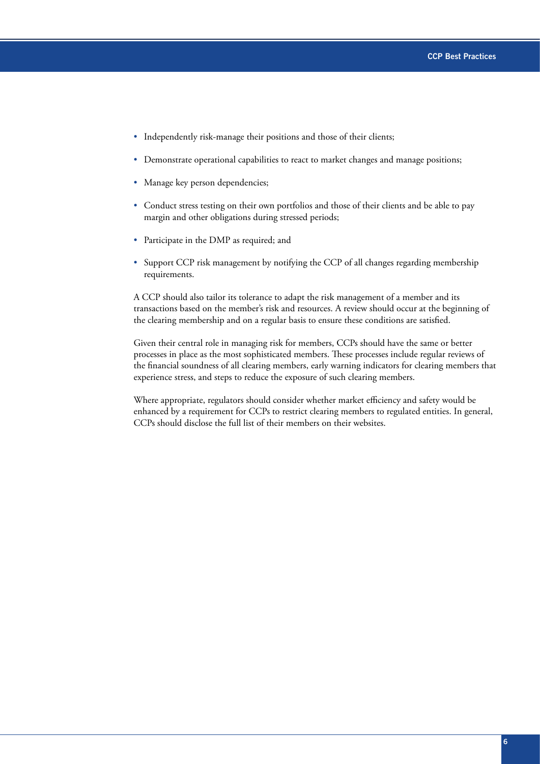- Independently risk-manage their positions and those of their clients;
- Demonstrate operational capabilities to react to market changes and manage positions;
- Manage key person dependencies;
- Conduct stress testing on their own portfolios and those of their clients and be able to pay margin and other obligations during stressed periods;
- Participate in the DMP as required; and
- Support CCP risk management by notifying the CCP of all changes regarding membership requirements.

A CCP should also tailor its tolerance to adapt the risk management of a member and its transactions based on the member's risk and resources. A review should occur at the beginning of the clearing membership and on a regular basis to ensure these conditions are satisfied.

Given their central role in managing risk for members, CCPs should have the same or better processes in place as the most sophisticated members. These processes include regular reviews of the financial soundness of all clearing members, early warning indicators for clearing members that experience stress, and steps to reduce the exposure of such clearing members.

Where appropriate, regulators should consider whether market efficiency and safety would be enhanced by a requirement for CCPs to restrict clearing members to regulated entities. In general, CCPs should disclose the full list of their members on their websites.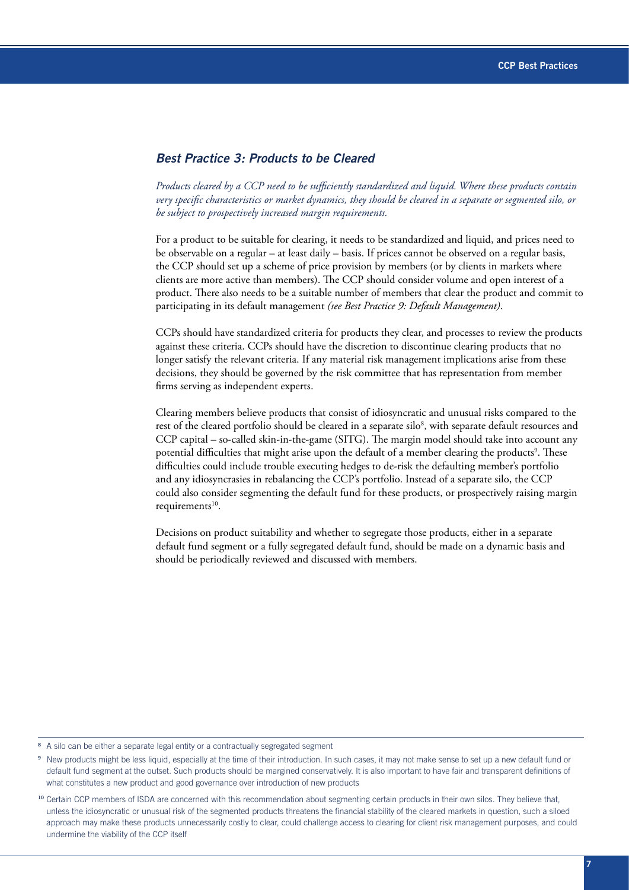## *Best Practice 3: Products to be Cleared*

*Products cleared by a CCP need to be sufficiently standardized and liquid. Where these products contain very specific characteristics or market dynamics, they should be cleared in a separate or segmented silo, or be subject to prospectively increased margin requirements.*

For a product to be suitable for clearing, it needs to be standardized and liquid, and prices need to be observable on a regular – at least daily – basis. If prices cannot be observed on a regular basis, the CCP should set up a scheme of price provision by members (or by clients in markets where clients are more active than members). The CCP should consider volume and open interest of a product. There also needs to be a suitable number of members that clear the product and commit to participating in its default management *(see Best Practice 9: Default Management)*.

CCPs should have standardized criteria for products they clear, and processes to review the products against these criteria. CCPs should have the discretion to discontinue clearing products that no longer satisfy the relevant criteria. If any material risk management implications arise from these decisions, they should be governed by the risk committee that has representation from member firms serving as independent experts.

Clearing members believe products that consist of idiosyncratic and unusual risks compared to the rest of the cleared portfolio should be cleared in a separate silo[8], with separate default resources and CCP capital – so-called skin-in-the-game (SITG). The margin model should take into account any potential difficulties that might arise upon the default of a member clearing the products[9]. These difficulties could include trouble executing hedges to de-risk the defaulting member's portfolio and any idiosyncrasies in rebalancing the CCP's portfolio. Instead of a separate silo, the CCP could also consider segmenting the default fund for these products, or prospectively raising margin requirements[10].

Decisions on product suitability and whether to segregate those products, either in a separate default fund segment or a fully segregated default fund, should be made on a dynamic basis and should be periodically reviewed and discussed with members.

---

[8] A silo can be either a separate legal entity or a contractually segregated segment

[9] New products might be less liquid, especially at the time of their introduction. In such cases, it may not make sense to set up a new default fund or default fund segment at the outset. Such products should be margined conservatively. It is also important to have fair and transparent definitions of what constitutes a new product and good governance over introduction of new products

[10] Certain CCP members of ISDA are concerned with this recommendation about segmenting certain products in their own silos. They believe that, unless the idiosyncratic or unusual risk of the segmented products threatens the financial stability of the cleared markets in question, such a siloed approach may make these products unnecessarily costly to clear, could challenge access to clearing for client risk management purposes, and could undermine the viability of the CCP itself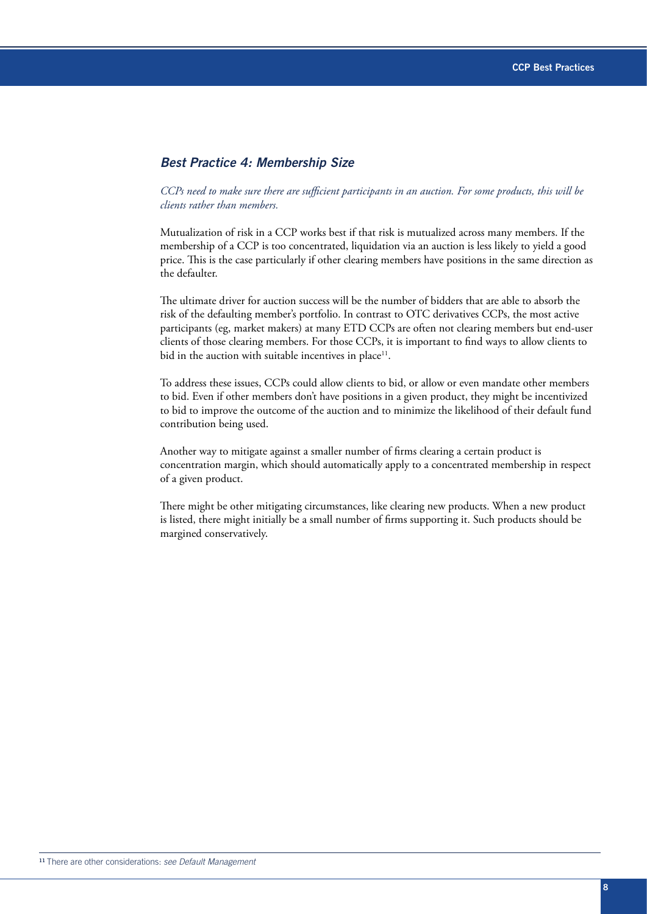## *Best Practice 4: Membership Size*

*CCPs need to make sure there are sufficient participants in an auction. For some products, this will be clients rather than members.*

Mutualization of risk in a CCP works best if that risk is mutualized across many members. If the membership of a CCP is too concentrated, liquidation via an auction is less likely to yield a good price. This is the case particularly if other clearing members have positions in the same direction as the defaulter.

The ultimate driver for auction success will be the number of bidders that are able to absorb the risk of the defaulting member's portfolio. In contrast to OTC derivatives CCPs, the most active participants (eg, market makers) at many ETD CCPs are often not clearing members but end-user clients of those clearing members. For those CCPs, it is important to find ways to allow clients to bid in the auction with suitable incentives in place[11].

To address these issues, CCPs could allow clients to bid, or allow or even mandate other members to bid. Even if other members don't have positions in a given product, they might be incentivized to bid to improve the outcome of the auction and to minimize the likelihood of their default fund contribution being used.

Another way to mitigate against a smaller number of firms clearing a certain product is concentration margin, which should automatically apply to a concentrated membership in respect of a given product.

There might be other mitigating circumstances, like clearing new products. When a new product is listed, there might initially be a small number of firms supporting it. Such products should be margined conservatively.

[11] There are other considerations: *see Default Management*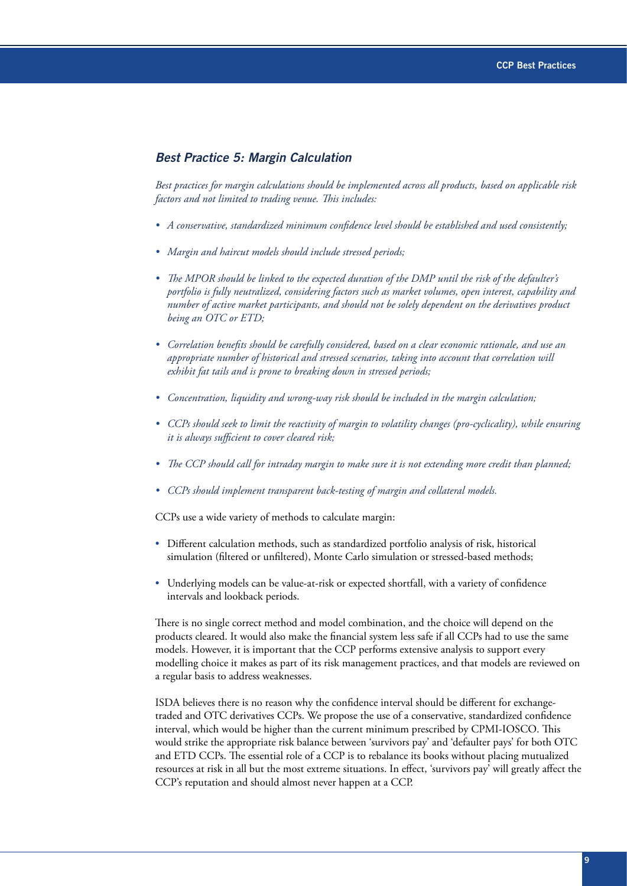### *Best Practice 5: Margin Calculation*

*Best practices for margin calculations should be implemented across all products, based on applicable risk factors and not limited to trading venue. This includes:*

- *A conservative, standardized minimum confidence level should be established and used consistently;*
- *Margin and haircut models should include stressed periods;*
- *The MPOR should be linked to the expected duration of the DMP until the risk of the defaulter's portfolio is fully neutralized, considering factors such as market volumes, open interest, capability and number of active market participants, and should not be solely dependent on the derivatives product being an OTC or ETD;*
- *Correlation benefits should be carefully considered, based on a clear economic rationale, and use an appropriate number of historical and stressed scenarios, taking into account that correlation will exhibit fat tails and is prone to breaking down in stressed periods;*
- *Concentration, liquidity and wrong-way risk should be included in the margin calculation;*
- *CCPs should seek to limit the reactivity of margin to volatility changes (pro-cyclicality), while ensuring it is always sufficient to cover cleared risk;*
- *The CCP should call for intraday margin to make sure it is not extending more credit than planned;*
- *CCPs should implement transparent back-testing of margin and collateral models.*

CCPs use a wide variety of methods to calculate margin:

- Different calculation methods, such as standardized portfolio analysis of risk, historical simulation (filtered or unfiltered), Monte Carlo simulation or stressed-based methods;
- Underlying models can be value-at-risk or expected shortfall, with a variety of confidence intervals and lookback periods.

There is no single correct method and model combination, and the choice will depend on the products cleared. It would also make the financial system less safe if all CCPs had to use the same models. However, it is important that the CCP performs extensive analysis to support every modelling choice it makes as part of its risk management practices, and that models are reviewed on a regular basis to address weaknesses.

ISDA believes there is no reason why the confidence interval should be different for exchange-traded and OTC derivatives CCPs. We propose the use of a conservative, standardized confidence interval, which would be higher than the current minimum prescribed by CPMI-IOSCO. This would strike the appropriate risk balance between 'survivors pay' and 'defaulter pays' for both OTC and ETD CCPs. The essential role of a CCP is to rebalance its books without placing mutualized resources at risk in all but the most extreme situations. In effect, 'survivors pay' will greatly affect the CCP's reputation and should almost never happen at a CCP.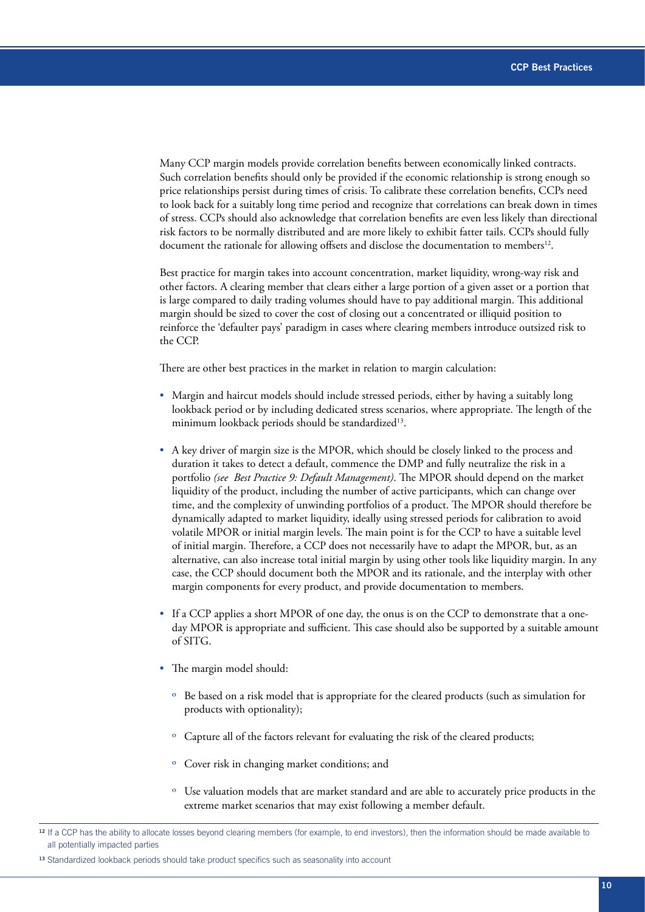Many CCP margin models provide correlation benefits between economically linked contracts. Such correlation benefits should only be provided if the economic relationship is strong enough so price relationships persist during times of crisis. To calibrate these correlation benefits, CCPs need to look back for a suitably long time period and recognize that correlations can break down in times of stress. CCPs should also acknowledge that correlation benefits are even less likely than directional risk factors to be normally distributed and are more likely to exhibit fatter tails. CCPs should fully document the rationale for allowing offsets and disclose the documentation to members[12].

Best practice for margin takes into account concentration, market liquidity, wrong-way risk and other factors. A clearing member that clears either a large portion of a given asset or a portion that is large compared to daily trading volumes should have to pay additional margin. This additional margin should be sized to cover the cost of closing out a concentrated or illiquid position to reinforce the 'defaulter pays' paradigm in cases where clearing members introduce outsized risk to the CCP.

There are other best practices in the market in relation to margin calculation:

- Margin and haircut models should include stressed periods, either by having a suitably long lookback period or by including dedicated stress scenarios, where appropriate. The length of the minimum lookback periods should be standardized[13].
- A key driver of margin size is the MPOR, which should be closely linked to the process and duration it takes to detect a default, commence the DMP and fully neutralize the risk in a portfolio *(see Best Practice 9: Default Management)*. The MPOR should depend on the market liquidity of the product, including the number of active participants, which can change over time, and the complexity of unwinding portfolios of a product. The MPOR should therefore be dynamically adapted to market liquidity, ideally using stressed periods for calibration to avoid volatile MPOR or initial margin levels. The main point is for the CCP to have a suitable level of initial margin. Therefore, a CCP does not necessarily have to adapt the MPOR, but, as an alternative, can also increase total initial margin by using other tools like liquidity margin. In any case, the CCP should document both the MPOR and its rationale, and the interplay with other margin components for every product, and provide documentation to members.
- If a CCP applies a short MPOR of one day, the onus is on the CCP to demonstrate that a one-day MPOR is appropriate and sufficient. This case should also be supported by a suitable amount of SITG.
- The margin model should:
  - Be based on a risk model that is appropriate for the cleared products (such as simulation for products with optionality);
  - Capture all of the factors relevant for evaluating the risk of the cleared products;
  - Cover risk in changing market conditions; and
  - Use valuation models that are market standard and are able to accurately price products in the extreme market scenarios that may exist following a member default.

---

[12] If a CCP has the ability to allocate losses beyond clearing members (for example, to end investors), then the information should be made available to all potentially impacted parties

[13] Standardized lookback periods should take product specifics such as seasonality into account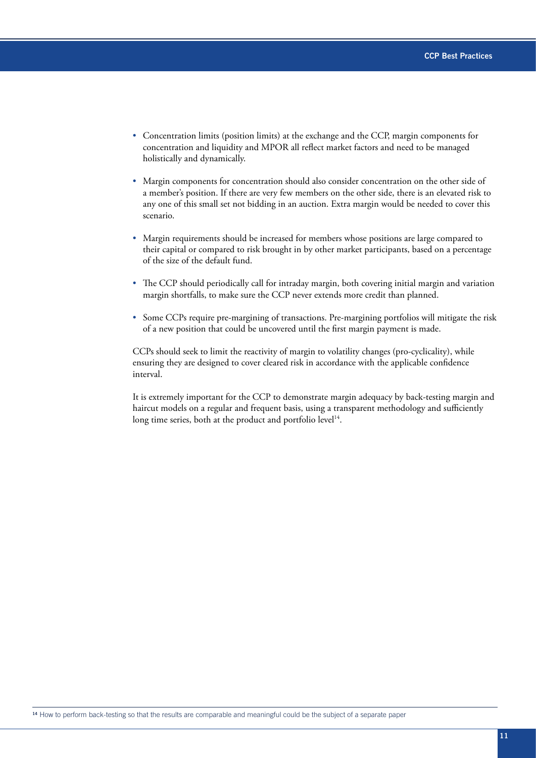- Concentration limits (position limits) at the exchange and the CCP, margin components for concentration and liquidity and MPOR all reflect market factors and need to be managed holistically and dynamically.
- Margin components for concentration should also consider concentration on the other side of a member's position. If there are very few members on the other side, there is an elevated risk to any one of this small set not bidding in an auction. Extra margin would be needed to cover this scenario.
- Margin requirements should be increased for members whose positions are large compared to their capital or compared to risk brought in by other market participants, based on a percentage of the size of the default fund.
- The CCP should periodically call for intraday margin, both covering initial margin and variation margin shortfalls, to make sure the CCP never extends more credit than planned.
- Some CCPs require pre-margining of transactions. Pre-margining portfolios will mitigate the risk of a new position that could be uncovered until the first margin payment is made.

CCPs should seek to limit the reactivity of margin to volatility changes (pro-cyclicality), while ensuring they are designed to cover cleared risk in accordance with the applicable confidence interval.

It is extremely important for the CCP to demonstrate margin adequacy by back-testing margin and haircut models on a regular and frequent basis, using a transparent methodology and sufficiently long time series, both at the product and portfolio level[14].

[14] How to perform back-testing so that the results are comparable and meaningful could be the subject of a separate paper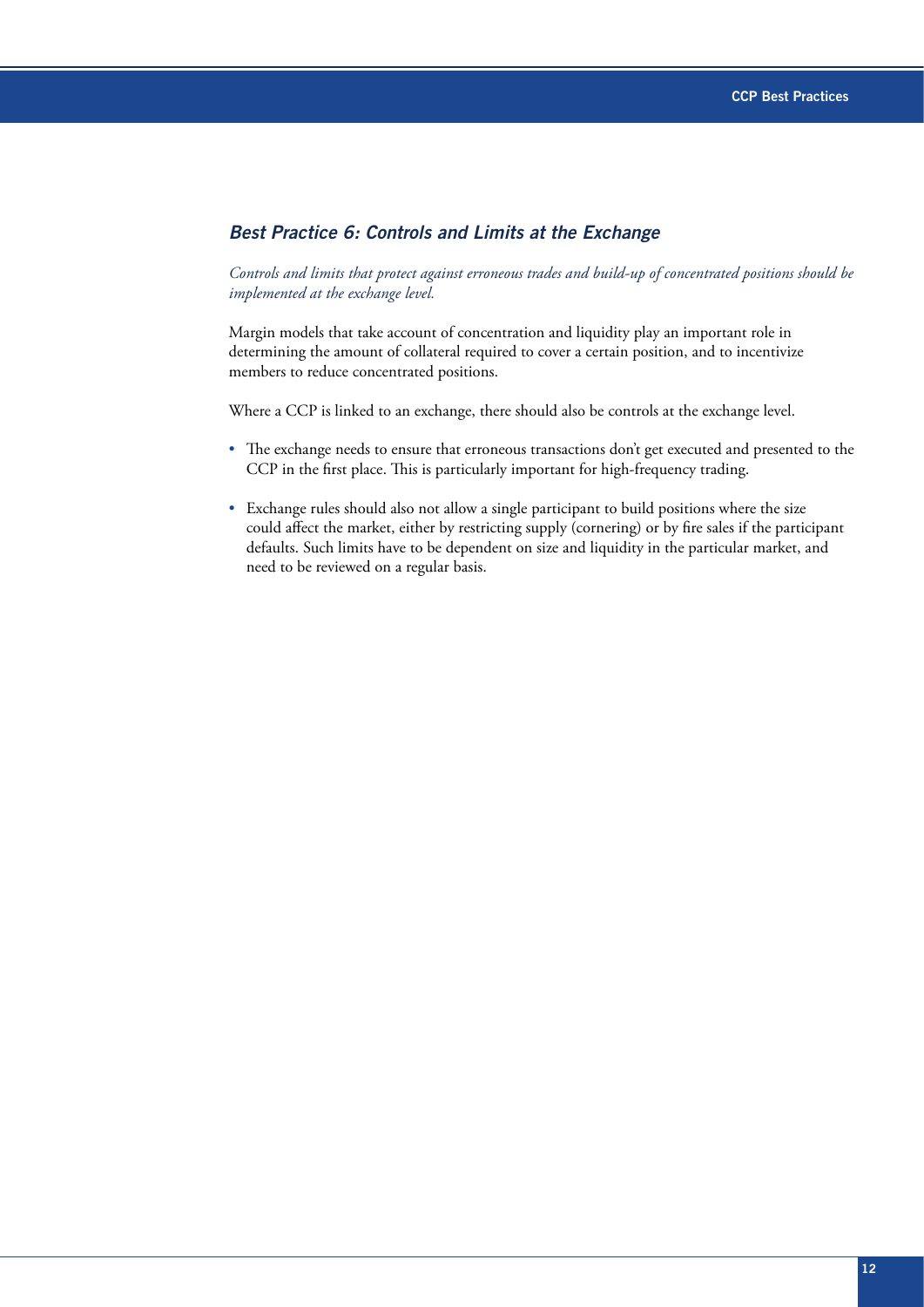## *Best Practice 6: Controls and Limits at the Exchange*

*Controls and limits that protect against erroneous trades and build-up of concentrated positions should be implemented at the exchange level.*

Margin models that take account of concentration and liquidity play an important role in determining the amount of collateral required to cover a certain position, and to incentivize members to reduce concentrated positions.

Where a CCP is linked to an exchange, there should also be controls at the exchange level.

- The exchange needs to ensure that erroneous transactions don't get executed and presented to the CCP in the first place. This is particularly important for high-frequency trading.
- Exchange rules should also not allow a single participant to build positions where the size could affect the market, either by restricting supply (cornering) or by fire sales if the participant defaults. Such limits have to be dependent on size and liquidity in the particular market, and need to be reviewed on a regular basis.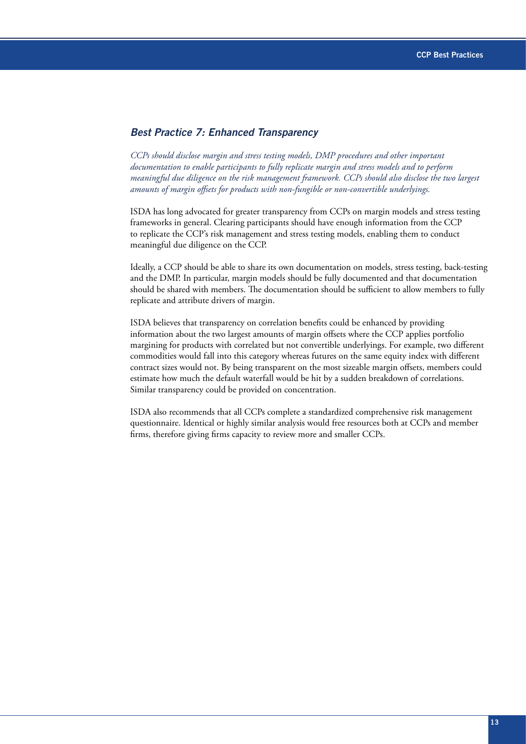## *Best Practice 7: Enhanced Transparency*

*CCPs should disclose margin and stress testing models, DMP procedures and other important documentation to enable participants to fully replicate margin and stress models and to perform meaningful due diligence on the risk management framework. CCPs should also disclose the two largest amounts of margin offsets for products with non-fungible or non-convertible underlyings.*

ISDA has long advocated for greater transparency from CCPs on margin models and stress testing frameworks in general. Clearing participants should have enough information from the CCP to replicate the CCP's risk management and stress testing models, enabling them to conduct meaningful due diligence on the CCP.

Ideally, a CCP should be able to share its own documentation on models, stress testing, back-testing and the DMP. In particular, margin models should be fully documented and that documentation should be shared with members. The documentation should be sufficient to allow members to fully replicate and attribute drivers of margin.

ISDA believes that transparency on correlation benefits could be enhanced by providing information about the two largest amounts of margin offsets where the CCP applies portfolio margining for products with correlated but not convertible underlyings. For example, two different commodities would fall into this category whereas futures on the same equity index with different contract sizes would not. By being transparent on the most sizeable margin offsets, members could estimate how much the default waterfall would be hit by a sudden breakdown of correlations. Similar transparency could be provided on concentration.

ISDA also recommends that all CCPs complete a standardized comprehensive risk management questionnaire. Identical or highly similar analysis would free resources both at CCPs and member firms, therefore giving firms capacity to review more and smaller CCPs.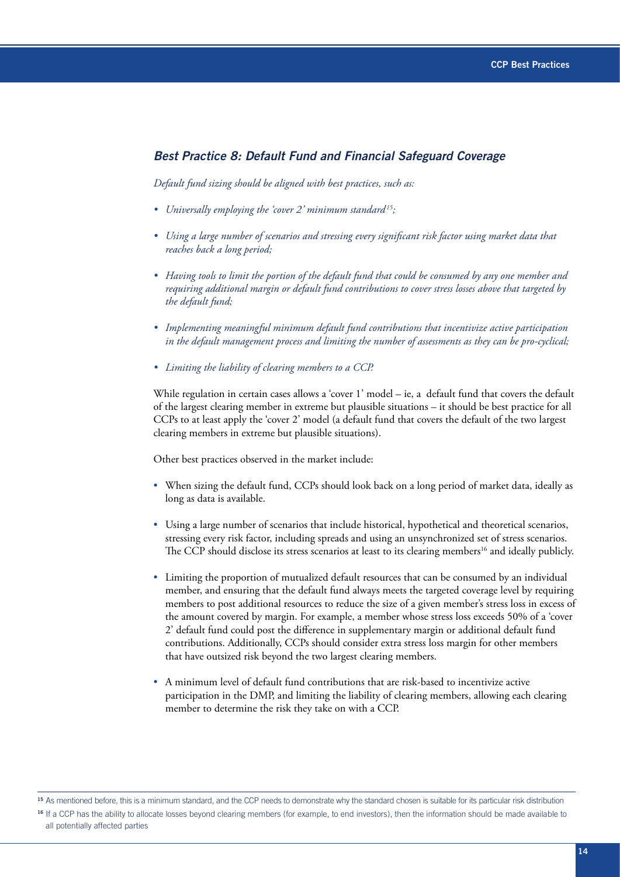### *Best Practice 8: Default Fund and Financial Safeguard Coverage*

*Default fund sizing should be aligned with best practices, such as:*

- *Universally employing the 'cover 2' minimum standard*[15]*;*
- *Using a large number of scenarios and stressing every significant risk factor using market data that reaches back a long period;*
- *Having tools to limit the portion of the default fund that could be consumed by any one member and requiring additional margin or default fund contributions to cover stress losses above that targeted by the default fund;*
- *Implementing meaningful minimum default fund contributions that incentivize active participation in the default management process and limiting the number of assessments as they can be pro-cyclical;*
- *Limiting the liability of clearing members to a CCP.*

While regulation in certain cases allows a 'cover 1' model – ie, a default fund that covers the default of the largest clearing member in extreme but plausible situations – it should be best practice for all CCPs to at least apply the 'cover 2' model (a default fund that covers the default of the two largest clearing members in extreme but plausible situations).

Other best practices observed in the market include:

- When sizing the default fund, CCPs should look back on a long period of market data, ideally as long as data is available.
- Using a large number of scenarios that include historical, hypothetical and theoretical scenarios, stressing every risk factor, including spreads and using an unsynchronized set of stress scenarios. The CCP should disclose its stress scenarios at least to its clearing members[16] and ideally publicly.
- Limiting the proportion of mutualized default resources that can be consumed by an individual member, and ensuring that the default fund always meets the targeted coverage level by requiring members to post additional resources to reduce the size of a given member's stress loss in excess of the amount covered by margin. For example, a member whose stress loss exceeds 50% of a 'cover 2' default fund could post the difference in supplementary margin or additional default fund contributions. Additionally, CCPs should consider extra stress loss margin for other members that have outsized risk beyond the two largest clearing members.
- A minimum level of default fund contributions that are risk-based to incentivize active participation in the DMP, and limiting the liability of clearing members, allowing each clearing member to determine the risk they take on with a CCP.

[15] As mentioned before, this is a minimum standard, and the CCP needs to demonstrate why the standard chosen is suitable for its particular risk distribution

[16] If a CCP has the ability to allocate losses beyond clearing members (for example, to end investors), then the information should be made available to all potentially affected parties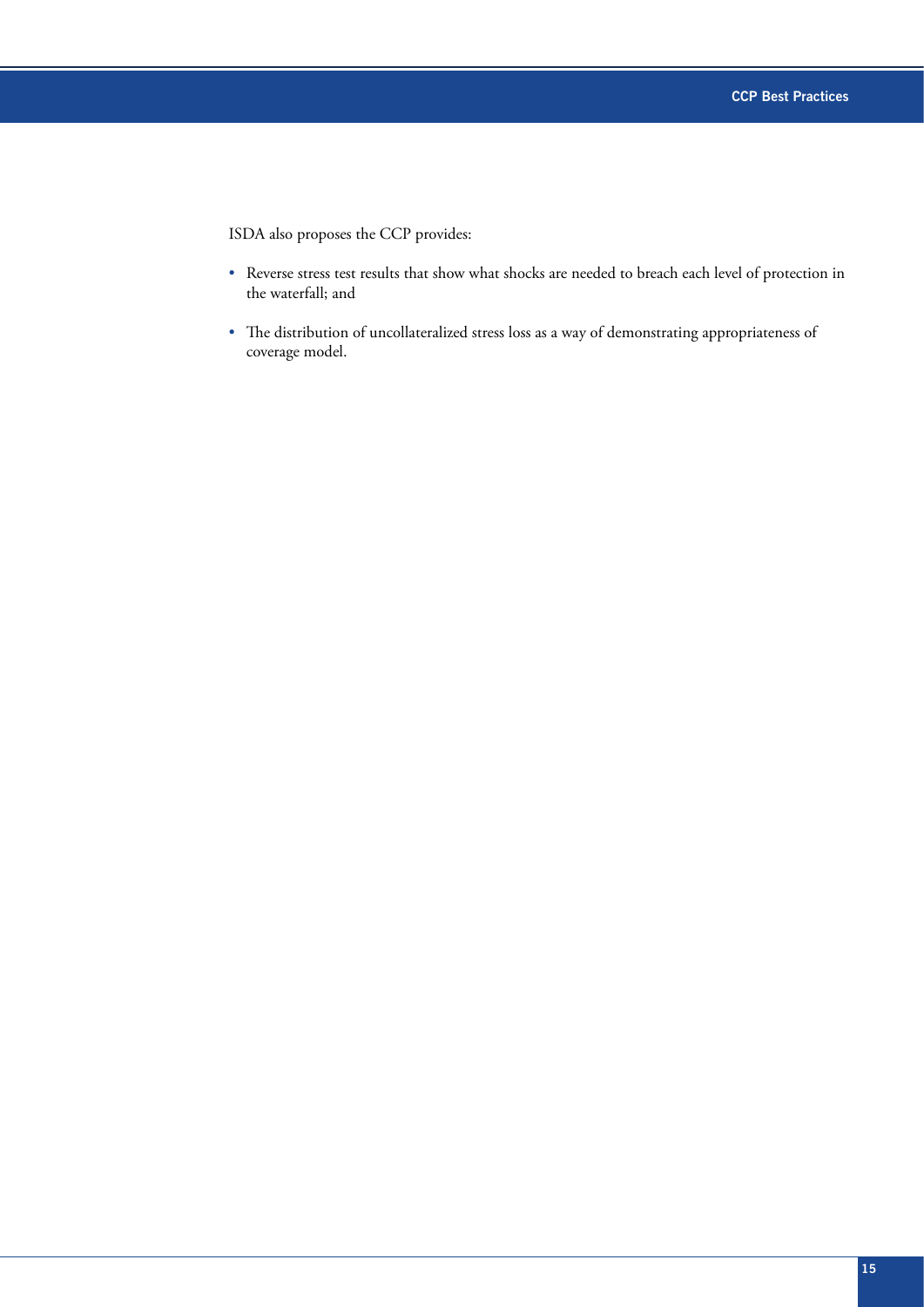ISDA also proposes the CCP provides:

- Reverse stress test results that show what shocks are needed to breach each level of protection in the waterfall; and
- The distribution of uncollateralized stress loss as a way of demonstrating appropriateness of coverage model.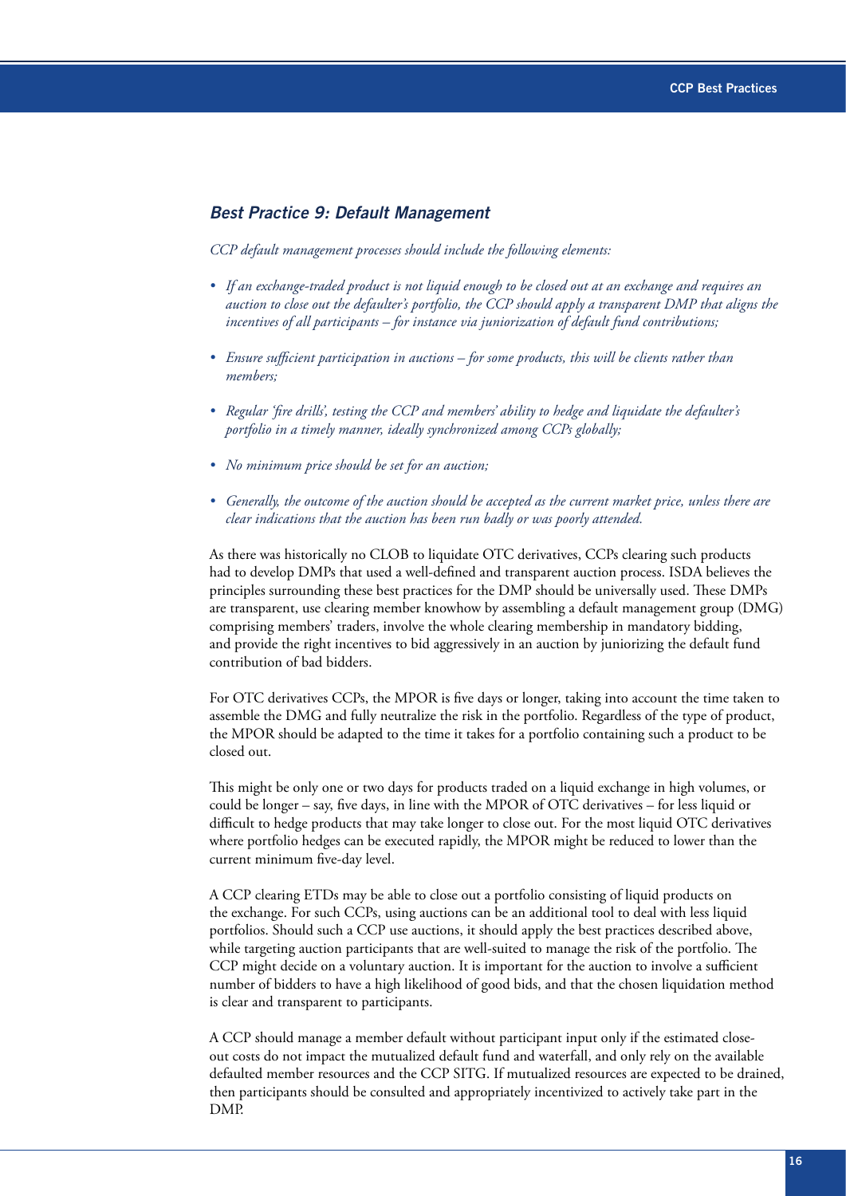### *Best Practice 9: Default Management*

*CCP default management processes should include the following elements:*

- *If an exchange-traded product is not liquid enough to be closed out at an exchange and requires an auction to close out the defaulter's portfolio, the CCP should apply a transparent DMP that aligns the incentives of all participants – for instance via juniorization of default fund contributions;*
- *Ensure sufficient participation in auctions – for some products, this will be clients rather than members;*
- *Regular 'fire drills', testing the CCP and members' ability to hedge and liquidate the defaulter's portfolio in a timely manner, ideally synchronized among CCPs globally;*
- *No minimum price should be set for an auction;*
- *Generally, the outcome of the auction should be accepted as the current market price, unless there are clear indications that the auction has been run badly or was poorly attended.*

As there was historically no CLOB to liquidate OTC derivatives, CCPs clearing such products had to develop DMPs that used a well-defined and transparent auction process. ISDA believes the principles surrounding these best practices for the DMP should be universally used. These DMPs are transparent, use clearing member knowhow by assembling a default management group (DMG) comprising members' traders, involve the whole clearing membership in mandatory bidding, and provide the right incentives to bid aggressively in an auction by juniorizing the default fund contribution of bad bidders.

For OTC derivatives CCPs, the MPOR is five days or longer, taking into account the time taken to assemble the DMG and fully neutralize the risk in the portfolio. Regardless of the type of product, the MPOR should be adapted to the time it takes for a portfolio containing such a product to be closed out.

This might be only one or two days for products traded on a liquid exchange in high volumes, or could be longer – say, five days, in line with the MPOR of OTC derivatives – for less liquid or difficult to hedge products that may take longer to close out. For the most liquid OTC derivatives where portfolio hedges can be executed rapidly, the MPOR might be reduced to lower than the current minimum five-day level.

A CCP clearing ETDs may be able to close out a portfolio consisting of liquid products on the exchange. For such CCPs, using auctions can be an additional tool to deal with less liquid portfolios. Should such a CCP use auctions, it should apply the best practices described above, while targeting auction participants that are well-suited to manage the risk of the portfolio. The CCP might decide on a voluntary auction. It is important for the auction to involve a sufficient number of bidders to have a high likelihood of good bids, and that the chosen liquidation method is clear and transparent to participants.

A CCP should manage a member default without participant input only if the estimated close-out costs do not impact the mutualized default fund and waterfall, and only rely on the available defaulted member resources and the CCP SITG. If mutualized resources are expected to be drained, then participants should be consulted and appropriately incentivized to actively take part in the DMP.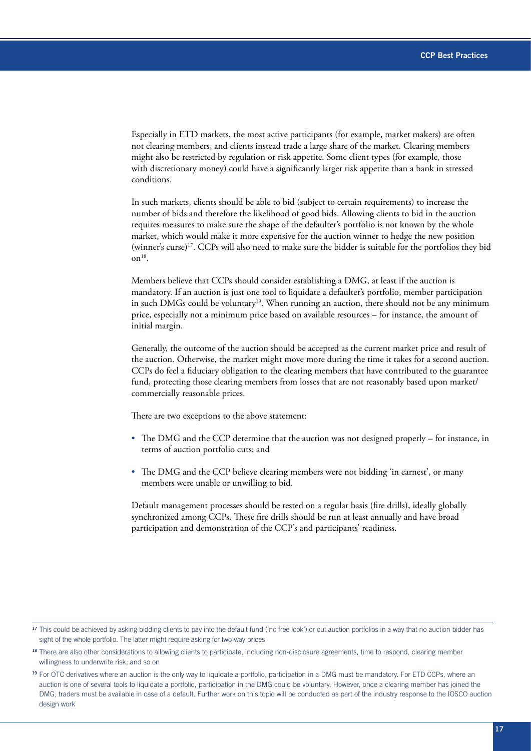Especially in ETD markets, the most active participants (for example, market makers) are often not clearing members, and clients instead trade a large share of the market. Clearing members might also be restricted by regulation or risk appetite. Some client types (for example, those with discretionary money) could have a significantly larger risk appetite than a bank in stressed conditions.

In such markets, clients should be able to bid (subject to certain requirements) to increase the number of bids and therefore the likelihood of good bids. Allowing clients to bid in the auction requires measures to make sure the shape of the defaulter's portfolio is not known by the whole market, which would make it more expensive for the auction winner to hedge the new position (winner's curse)[17]. CCPs will also need to make sure the bidder is suitable for the portfolios they bid on[18].

Members believe that CCPs should consider establishing a DMG, at least if the auction is mandatory. If an auction is just one tool to liquidate a defaulter's portfolio, member participation in such DMGs could be voluntary[19]. When running an auction, there should not be any minimum price, especially not a minimum price based on available resources – for instance, the amount of initial margin.

Generally, the outcome of the auction should be accepted as the current market price and result of the auction. Otherwise, the market might move more during the time it takes for a second auction. CCPs do feel a fiduciary obligation to the clearing members that have contributed to the guarantee fund, protecting those clearing members from losses that are not reasonably based upon market/commercially reasonable prices.

There are two exceptions to the above statement:

- The DMG and the CCP determine that the auction was not designed properly – for instance, in terms of auction portfolio cuts; and
- The DMG and the CCP believe clearing members were not bidding 'in earnest', or many members were unable or unwilling to bid.

Default management processes should be tested on a regular basis (fire drills), ideally globally synchronized among CCPs. These fire drills should be run at least annually and have broad participation and demonstration of the CCP's and participants' readiness.

---

[17] This could be achieved by asking bidding clients to pay into the default fund ('no free look') or cut auction portfolios in a way that no auction bidder has sight of the whole portfolio. The latter might require asking for two-way prices

[18] There are also other considerations to allowing clients to participate, including non-disclosure agreements, time to respond, clearing member willingness to underwrite risk, and so on

[19] For OTC derivatives where an auction is the only way to liquidate a portfolio, participation in a DMG must be mandatory. For ETD CCPs, where an auction is one of several tools to liquidate a portfolio, participation in the DMG could be voluntary. However, once a clearing member has joined the DMG, traders must be available in case of a default. Further work on this topic will be conducted as part of the industry response to the IOSCO auction design work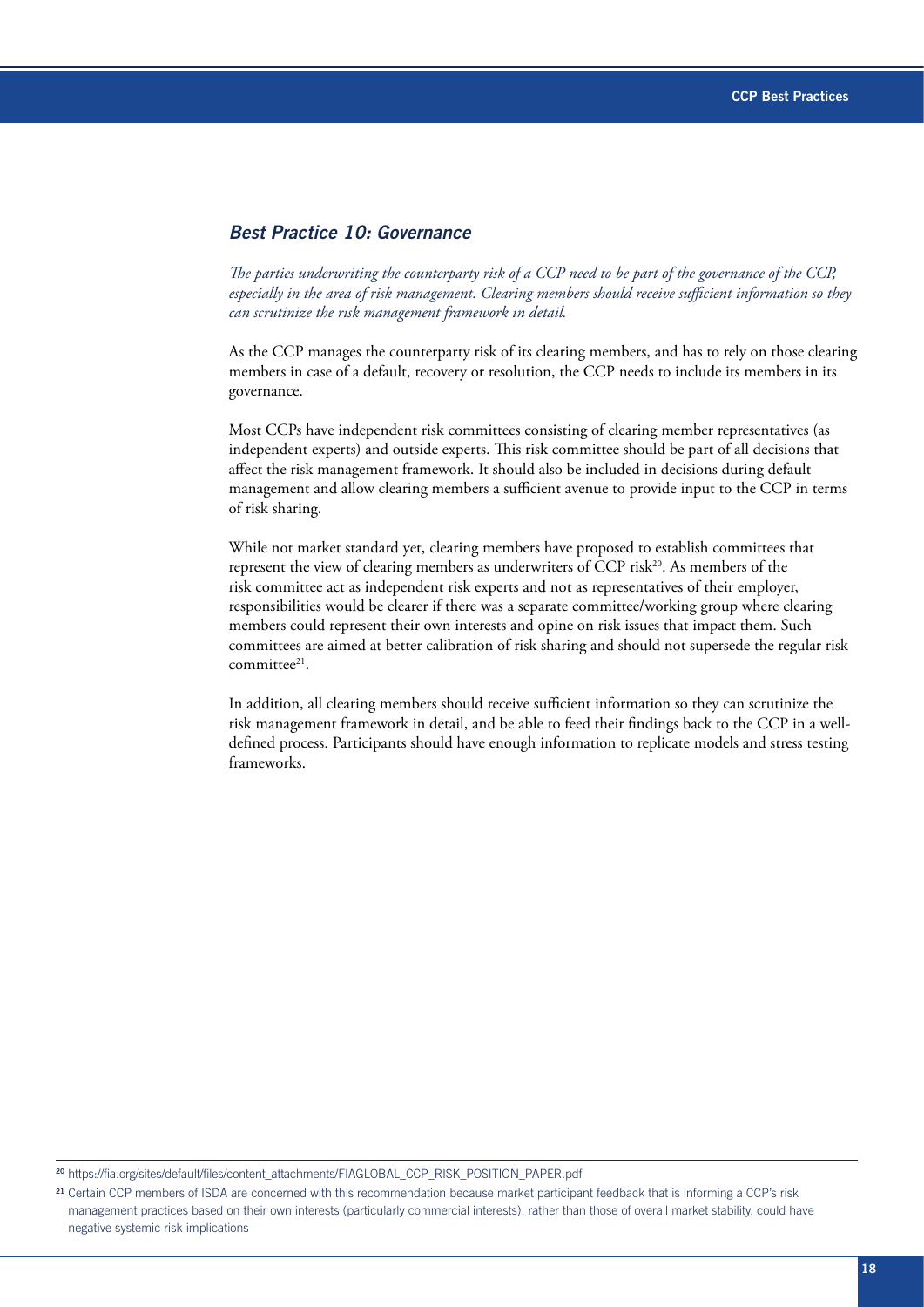## *Best Practice 10: Governance*

*The parties underwriting the counterparty risk of a CCP need to be part of the governance of the CCP, especially in the area of risk management. Clearing members should receive sufficient information so they can scrutinize the risk management framework in detail.*

As the CCP manages the counterparty risk of its clearing members, and has to rely on those clearing members in case of a default, recovery or resolution, the CCP needs to include its members in its governance.

Most CCPs have independent risk committees consisting of clearing member representatives (as independent experts) and outside experts. This risk committee should be part of all decisions that affect the risk management framework. It should also be included in decisions during default management and allow clearing members a sufficient avenue to provide input to the CCP in terms of risk sharing.

While not market standard yet, clearing members have proposed to establish committees that represent the view of clearing members as underwriters of CCP risk[20]. As members of the risk committee act as independent risk experts and not as representatives of their employer, responsibilities would be clearer if there was a separate committee/working group where clearing members could represent their own interests and opine on risk issues that impact them. Such committees are aimed at better calibration of risk sharing and should not supersede the regular risk committee[21].

In addition, all clearing members should receive sufficient information so they can scrutinize the risk management framework in detail, and be able to feed their findings back to the CCP in a well-defined process. Participants should have enough information to replicate models and stress testing frameworks.

---

[20] https://fia.org/sites/default/files/content_attachments/FIAGLOBAL_CCP_RISK_POSITION_PAPER.pdf

[21] Certain CCP members of ISDA are concerned with this recommendation because market participant feedback that is informing a CCP's risk management practices based on their own interests (particularly commercial interests), rather than those of overall market stability, could have negative systemic risk implications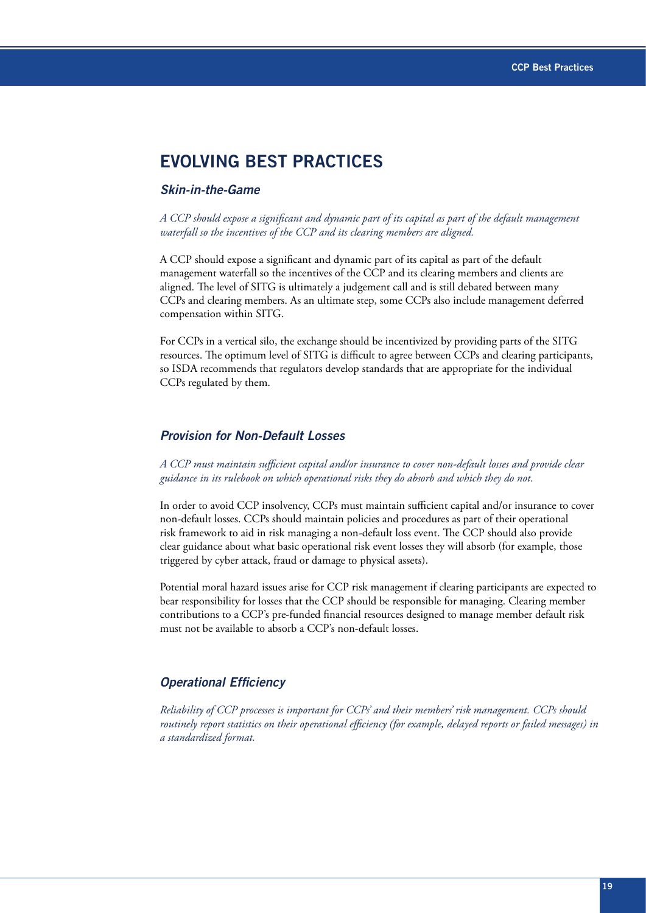## EVOLVING BEST PRACTICES

### *Skin-in-the-Game*

*A CCP should expose a significant and dynamic part of its capital as part of the default management waterfall so the incentives of the CCP and its clearing members are aligned.*

A CCP should expose a significant and dynamic part of its capital as part of the default management waterfall so the incentives of the CCP and its clearing members and clients are aligned. The level of SITG is ultimately a judgement call and is still debated between many CCPs and clearing members. As an ultimate step, some CCPs also include management deferred compensation within SITG.

For CCPs in a vertical silo, the exchange should be incentivized by providing parts of the SITG resources. The optimum level of SITG is difficult to agree between CCPs and clearing participants, so ISDA recommends that regulators develop standards that are appropriate for the individual CCPs regulated by them.

### *Provision for Non-Default Losses*

*A CCP must maintain sufficient capital and/or insurance to cover non-default losses and provide clear guidance in its rulebook on which operational risks they do absorb and which they do not.*

In order to avoid CCP insolvency, CCPs must maintain sufficient capital and/or insurance to cover non-default losses. CCPs should maintain policies and procedures as part of their operational risk framework to aid in risk managing a non-default loss event. The CCP should also provide clear guidance about what basic operational risk event losses they will absorb (for example, those triggered by cyber attack, fraud or damage to physical assets).

Potential moral hazard issues arise for CCP risk management if clearing participants are expected to bear responsibility for losses that the CCP should be responsible for managing. Clearing member contributions to a CCP's pre-funded financial resources designed to manage member default risk must not be available to absorb a CCP's non-default losses.

### *Operational Efficiency*

*Reliability of CCP processes is important for CCPs' and their members' risk management. CCPs should routinely report statistics on their operational efficiency (for example, delayed reports or failed messages) in a standardized format.*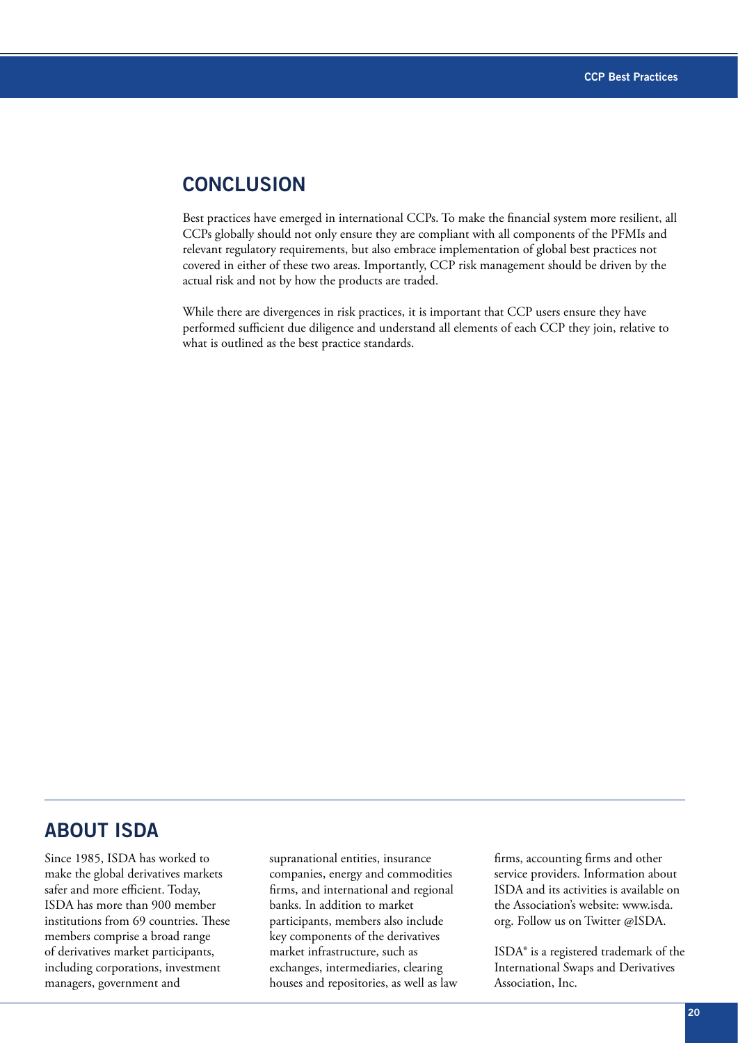## CONCLUSION

Best practices have emerged in international CCPs. To make the financial system more resilient, all CCPs globally should not only ensure they are compliant with all components of the PFMIs and relevant regulatory requirements, but also embrace implementation of global best practices not covered in either of these two areas. Importantly, CCP risk management should be driven by the actual risk and not by how the products are traded.

While there are divergences in risk practices, it is important that CCP users ensure they have performed sufficient due diligence and understand all elements of each CCP they join, relative to what is outlined as the best practice standards.

## ABOUT ISDA

Since 1985, ISDA has worked to make the global derivatives markets safer and more efficient. Today, ISDA has more than 900 member institutions from 69 countries. These members comprise a broad range of derivatives market participants, including corporations, investment managers, government and supranational entities, insurance companies, energy and commodities firms, and international and regional banks. In addition to market participants, members also include key components of the derivatives market infrastructure, such as exchanges, intermediaries, clearing houses and repositories, as well as law firms, accounting firms and other service providers. Information about ISDA and its activities is available on the Association's website: www.isda.org. Follow us on Twitter @ISDA.

ISDA® is a registered trademark of the International Swaps and Derivatives Association, Inc.